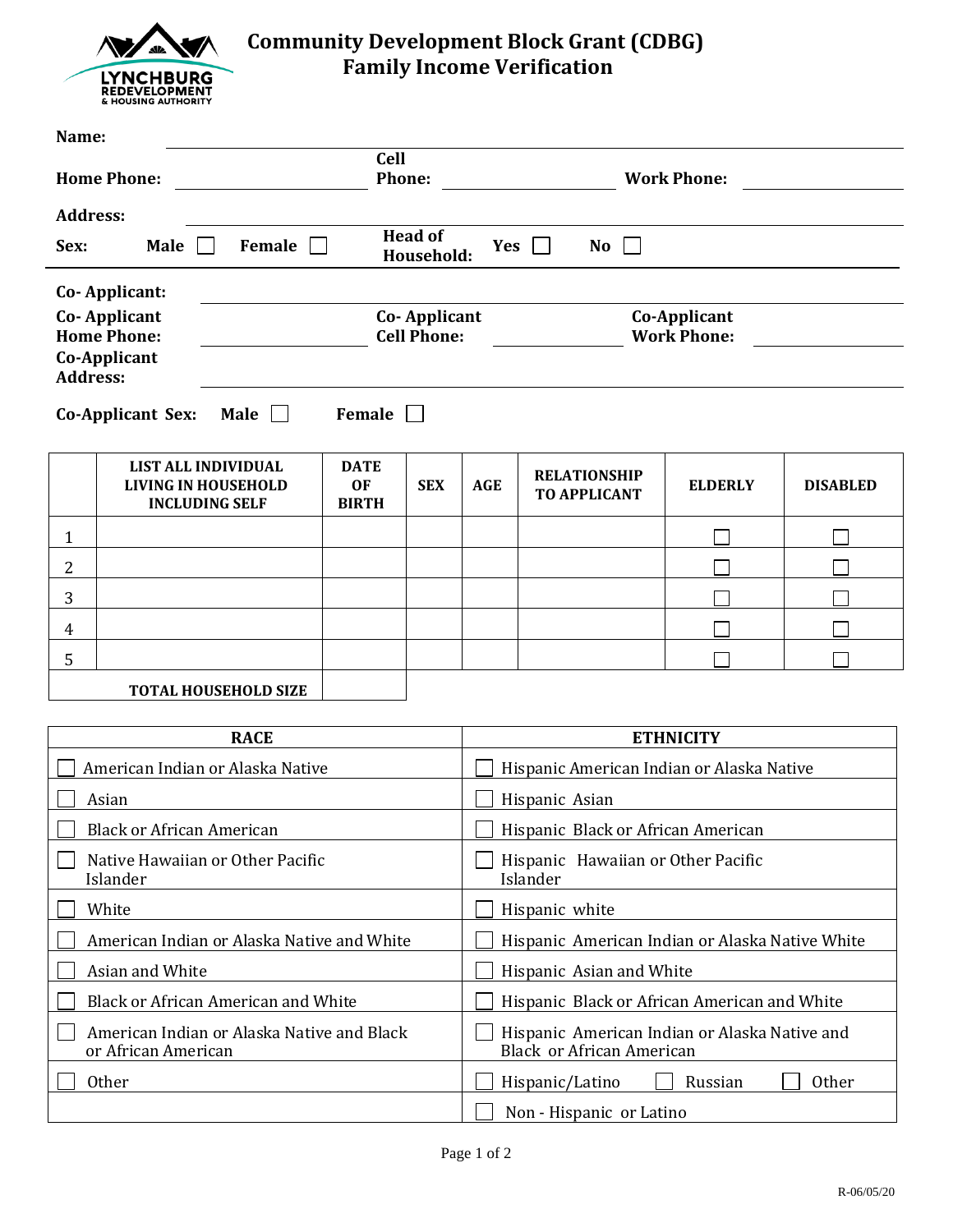# Community Development Block Grant (CDBG) Family Income Verification

LYNCHBURG REDEVELOPMENT & HOUSING AUTHORITY

**Name:** ______________________________

**Home Phone:** ______________ **Cell Phone:** ______________ **Work Phone:** ______________

**Address:** ______________________________

**Sex:** **Male** ☐ **Female** ☐ **Head of Household:** **Yes** ☐ **No** ☐

**Co- Applicant:** ______________________________

**Co- Applicant Home Phone:** ______________ **Co- Applicant Cell Phone:** ______________ **Co-Applicant Work Phone:** ______________

**Co-Applicant Address:** ______________________________

**Co-Applicant Sex:** **Male** ☐ **Female** ☐

| | LIST ALL INDIVIDUAL LIVING IN HOUSEHOLD INCLUDING SELF | DATE OF BIRTH | SEX | AGE | RELATIONSHIP TO APPLICANT | ELDERLY | DISABLED |
|---|---|---|---|---|---|---|---|
| 1 | | | | | | ☐ | ☐ |
| 2 | | | | | | ☐ | ☐ |
| 3 | | | | | | ☐ | ☐ |
| 4 | | | | | | ☐ | ☐ |
| 5 | | | | | | ☐ | ☐ |
| TOTAL HOUSEHOLD SIZE | | | | | | | |

| RACE | ETHNICITY |
|---|---|
| ☐ American Indian or Alaska Native | ☐ Hispanic American Indian or Alaska Native |
| ☐ Asian | ☐ Hispanic Asian |
| ☐ Black or African American | ☐ Hispanic Black or African American |
| ☐ Native Hawaiian or Other Pacific Islander | ☐ Hispanic Hawaiian or Other Pacific Islander |
| ☐ White | ☐ Hispanic white |
| ☐ American Indian or Alaska Native and White | ☐ Hispanic American Indian or Alaska Native White |
| ☐ Asian and White | ☐ Hispanic Asian and White |
| ☐ Black or African American and White | ☐ Hispanic Black or African American and White |
| ☐ American Indian or Alaska Native and Black or African American | ☐ Hispanic American Indian or Alaska Native and Black or African American |
| ☐ Other | ☐ Hispanic/Latino ☐ Russian ☐ Other |
| | ☐ Non - Hispanic or Latino |

R-06/05/20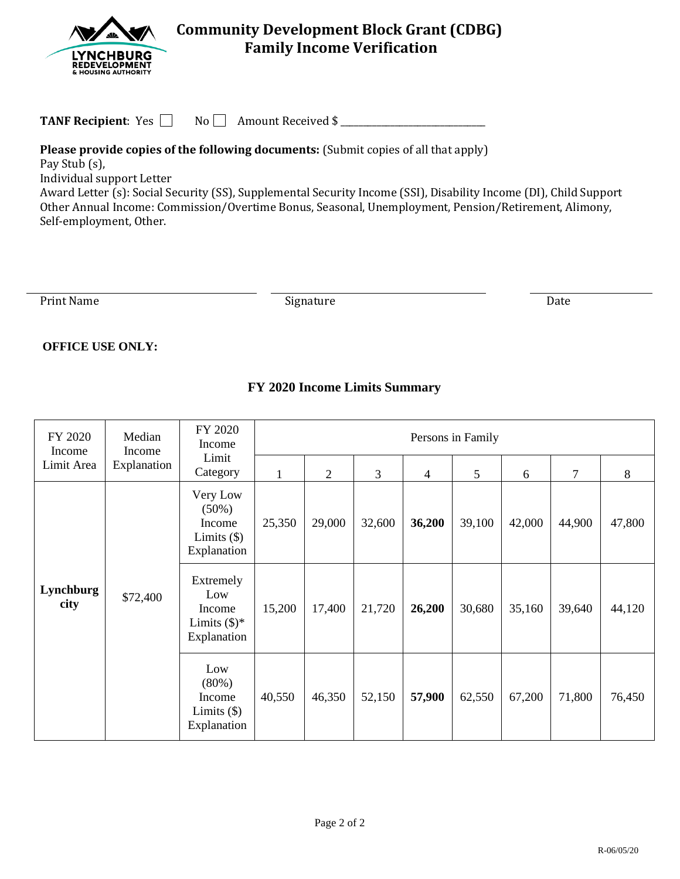# Community Development Block Grant (CDBG) Family Income Verification

**TANF Recipient**: Yes ☐ No ☐ Amount Received $ ______________________

**Please provide copies of the following documents:** (Submit copies of all that apply)
Pay Stub (s),
Individual support Letter
Award Letter (s): Social Security (SS), Supplemental Security Income (SSI), Disability Income (DI), Child Support
Other Annual Income: Commission/Overtime Bonus, Seasonal, Unemployment, Pension/Retirement, Alimony, Self-employment, Other.

______________________ ______________________ ______________
Print Name Signature Date

**OFFICE USE ONLY:**

**FY 2020 Income Limits Summary**

| FY 2020 Income Limit Area | Median Income Explanation | FY 2020 Income Limit Category | Persons in Family | | | | | | | |
|---|---|---|---|---|---|---|---|---|---|---|
| | | | 1 | 2 | 3 | 4 | 5 | 6 | 7 | 8 |
| **Lynchburg city** | $72,400 | Very Low (50%) Income Limits ($) Explanation | 25,350 | 29,000 | 32,600 | **36,200** | 39,100 | 42,000 | 44,900 | 47,800 |
| | | Extremely Low Income Limits ($)* Explanation | 15,200 | 17,400 | 21,720 | **26,200** | 30,680 | 35,160 | 39,640 | 44,120 |
| | | Low (80%) Income Limits ($) Explanation | 40,550 | 46,350 | 52,150 | **57,900** | 62,550 | 67,200 | 71,800 | 76,450 |

R-06/05/20